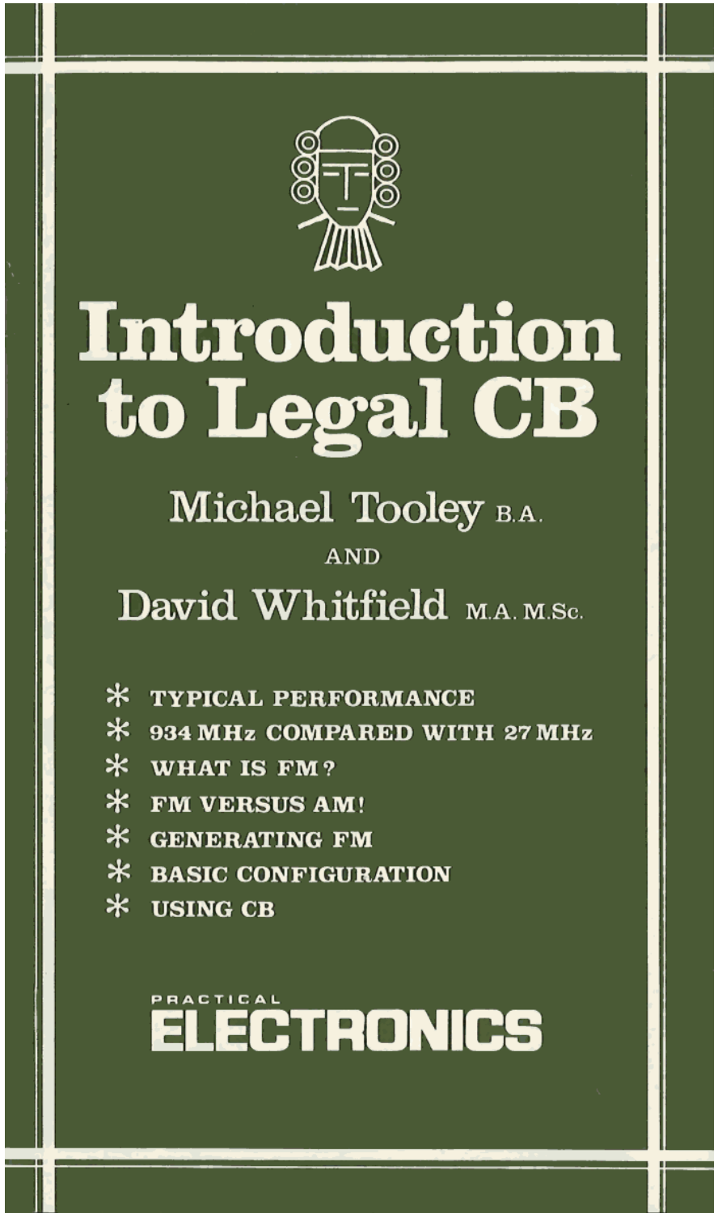# Introduction to Legal CB

Michael Tooley B.A.

AND

David Whitfield M.A. M.Sc.

* TYPICAL PERFORMANCE
* 934 MHz COMPARED WITH 27 MHz
* WHAT IS FM?
* FM VERSUS AM!
* GENERATING FM
* BASIC CONFIGURATION
* USING CB

PRACTICAL

ELECTRONICS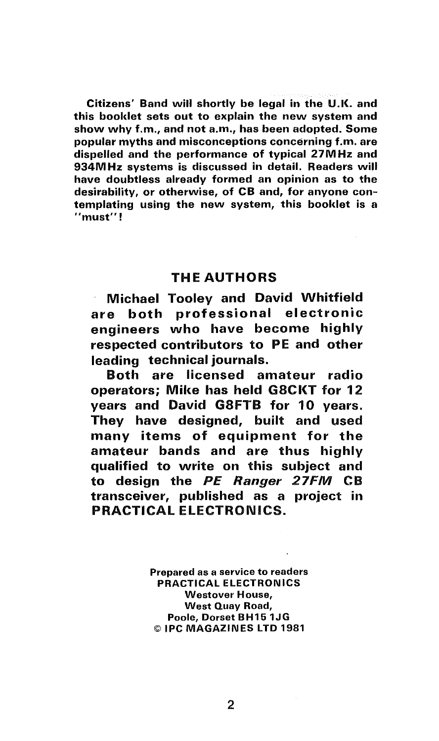**Citizens' Band will shortly be legal in the U.K. and this booklet sets out to explain the new system and show why f.m., and not a.m., has been adopted. Some popular myths and misconceptions concerning f.m. are dispelled and the performance of typical 27MHz and 934MHz systems is discussed in detail. Readers will have doubtless already formed an opinion as to the desirability, or otherwise, of CB and, for anyone contemplating using the new system, this booklet is a "must"!**

## THE AUTHORS

**Michael Tooley and David Whitfield are both professional electronic engineers who have become highly respected contributors to PE and other leading technical journals.**

**Both are licensed amateur radio operators; Mike has held G8CKT for 12 years and David G8FTB for 10 years. They have designed, built and used many items of equipment for the amateur bands and are thus highly qualified to write on this subject and to design the *PE Ranger 27FM* CB transceiver, published as a project in PRACTICAL ELECTRONICS.**

**Prepared as a service to readers**
**PRACTICAL ELECTRONICS**
**Westover House,**
**West Quay Road,**
**Poole, Dorset BH15 1JG**
**© IPC MAGAZINES LTD 1981**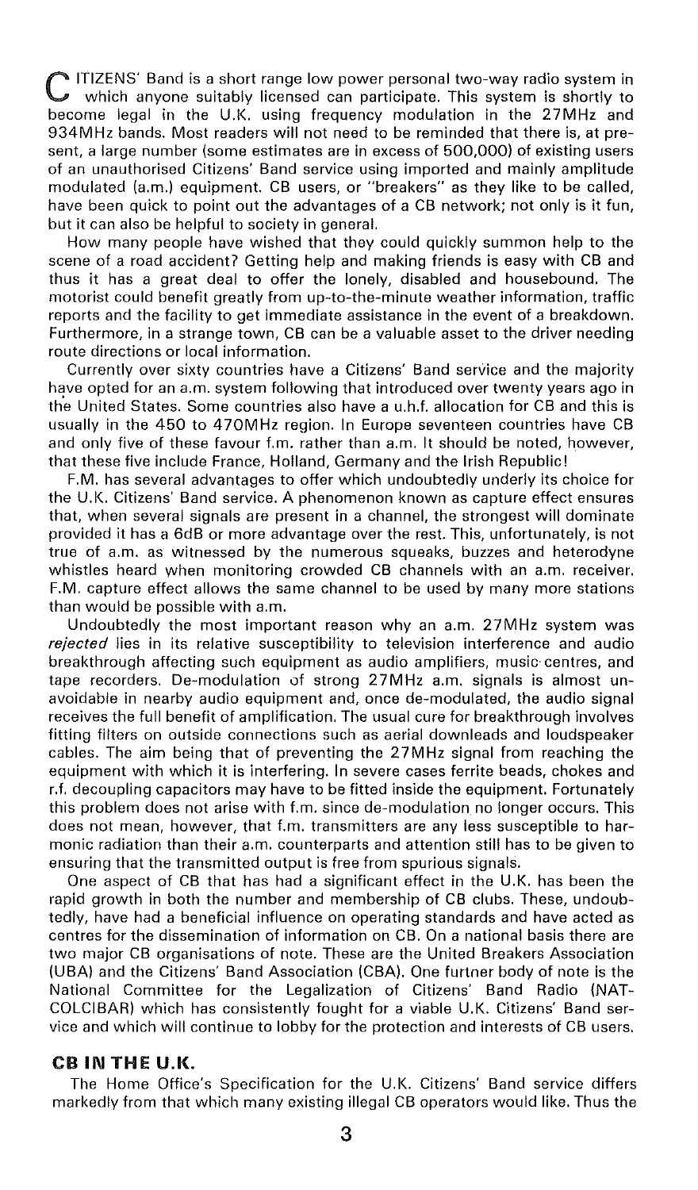CITIZENS' Band is a short range low power personal two-way radio system in which anyone suitably licensed can participate. This system is shortly to become legal in the U.K. using frequency modulation in the 27MHz and 934MHz bands. Most readers will not need to be reminded that there is, at present, a large number (some estimates are in excess of 500,000) of existing users of an unauthorised Citizens' Band service using imported and mainly amplitude modulated (a.m.) equipment. CB users, or "breakers" as they like to be called, have been quick to point out the advantages of a CB network; not only is it fun, but it can also be helpful to society in general.

How many people have wished that they could quickly summon help to the scene of a road accident? Getting help and making friends is easy with CB and thus it has a great deal to offer the lonely, disabled and housebound. The motorist could benefit greatly from up-to-the-minute weather information, traffic reports and the facility to get immediate assistance in the event of a breakdown. Furthermore, in a strange town, CB can be a valuable asset to the driver needing route directions or local information.

Currently over sixty countries have a Citizens' Band service and the majority have opted for an a.m. system following that introduced over twenty years ago in the United States. Some countries also have a u.h.f. allocation for CB and this is usually in the 450 to 470MHz region. In Europe seventeen countries have CB and only five of these favour f.m. rather than a.m. It should be noted, however, that these five include France, Holland, Germany and the Irish Republic!

F.M. has several advantages to offer which undoubtedly underly its choice for the U.K. Citizens' Band service. A phenomenon known as capture effect ensures that, when several signals are present in a channel, the strongest will dominate provided it has a 6dB or more advantage over the rest. This, unfortunately, is not true of a.m. as witnessed by the numerous squeaks, buzzes and heterodyne whistles heard when monitoring crowded CB channels with an a.m. receiver. F.M. capture effect allows the same channel to be used by many more stations than would be possible with a.m.

Undoubtedly the most important reason why an a.m. 27MHz system was *rejected* lies in its relative susceptibility to television interference and audio breakthrough affecting such equipment as audio amplifiers, music centres, and tape recorders. De-modulation of strong 27MHz a.m. signals is almost unavoidable in nearby audio equipment and, once de-modulated, the audio signal receives the full benefit of amplification. The usual cure for breakthrough involves fitting filters on outside connections such as aerial downleads and loudspeaker cables. The aim being that of preventing the 27MHz signal from reaching the equipment with which it is interfering. In severe cases ferrite beads, chokes and r.f. decoupling capacitors may have to be fitted inside the equipment. Fortunately this problem does not arise with f.m. since de-modulation no longer occurs. This does not mean, however, that f.m. transmitters are any less susceptible to harmonic radiation than their a.m. counterparts and attention still has to be given to ensuring that the transmitted output is free from spurious signals.

One aspect of CB that has had a significant effect in the U.K. has been the rapid growth in both the number and membership of CB clubs. These, undoubtedly, have had a beneficial influence on operating standards and have acted as centres for the dissemination of information on CB. On a national basis there are two major CB organisations of note. These are the United Breakers Association (UBA) and the Citizens' Band Association (CBA). One further body of note is the National Committee for the Legalization of Citizens' Band Radio (NATCOLCIBAR) which has consistently fought for a viable U.K. Citizens' Band service and which will continue to lobby for the protection and interests of CB users.

## CB IN THE U.K.

The Home Office's Specification for the U.K. Citizens' Band service differs markedly from that which many existing illegal CB operators would like. Thus the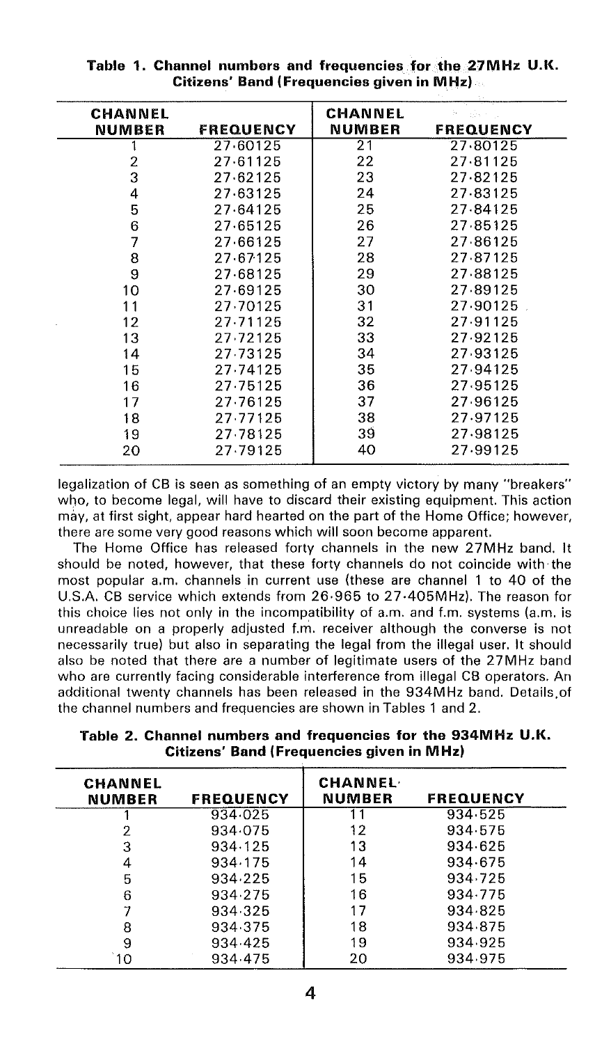**Table 1. Channel numbers and frequencies for the 27MHz U.K. Citizens' Band (Frequencies given in MHz)**

| CHANNEL NUMBER | FREQUENCY | CHANNEL NUMBER | FREQUENCY |
|---|---|---|---|
| 1 | 27·60125 | 21 | 27·80125 |
| 2 | 27·61125 | 22 | 27·81125 |
| 3 | 27·62125 | 23 | 27·82125 |
| 4 | 27·63125 | 24 | 27·83125 |
| 5 | 27·64125 | 25 | 27·84125 |
| 6 | 27·65125 | 26 | 27·85125 |
| 7 | 27·66125 | 27 | 27·86125 |
| 8 | 27·67125 | 28 | 27·87125 |
| 9 | 27·68125 | 29 | 27·88125 |
| 10 | 27·69125 | 30 | 27·89125 |
| 11 | 27·70125 | 31 | 27·90125 |
| 12 | 27·71125 | 32 | 27·91125 |
| 13 | 27·72125 | 33 | 27·92125 |
| 14 | 27·73125 | 34 | 27·93125 |
| 15 | 27·74125 | 35 | 27·94125 |
| 16 | 27·75125 | 36 | 27·95125 |
| 17 | 27·76125 | 37 | 27·96125 |
| 18 | 27·77125 | 38 | 27·97125 |
| 19 | 27·78125 | 39 | 27·98125 |
| 20 | 27·79125 | 40 | 27·99125 |

legalization of CB is seen as something of an empty victory by many "breakers" who, to become legal, will have to discard their existing equipment. This action may, at first sight, appear hard hearted on the part of the Home Office; however, there are some very good reasons which will soon become apparent.

The Home Office has released forty channels in the new 27MHz band. It should be noted, however, that these forty channels do not coincide with the most popular a.m. channels in current use (these are channel 1 to 40 of the U.S.A. CB service which extends from 26·965 to 27·405MHz). The reason for this choice lies not only in the incompatibility of a.m. and f.m. systems (a.m. is unreadable on a properly adjusted f.m. receiver although the converse is not necessarily true) but also in separating the legal from the illegal user. It should also be noted that there are a number of legitimate users of the 27MHz band who are currently facing considerable interference from illegal CB operators. An additional twenty channels has been released in the 934MHz band. Details of the channel numbers and frequencies are shown in Tables 1 and 2.

**Table 2. Channel numbers and frequencies for the 934MHz U.K. Citizens' Band (Frequencies given in MHz)**

| CHANNEL NUMBER | FREQUENCY | CHANNEL NUMBER | FREQUENCY |
|---|---|---|---|
| 1 | 934·025 | 11 | 934·525 |
| 2 | 934·075 | 12 | 934·575 |
| 3 | 934·125 | 13 | 934·625 |
| 4 | 934·175 | 14 | 934·675 |
| 5 | 934·225 | 15 | 934·725 |
| 6 | 934·275 | 16 | 934·775 |
| 7 | 934·325 | 17 | 934·825 |
| 8 | 934·375 | 18 | 934·875 |
| 9 | 934·425 | 19 | 934·925 |
| 10 | 934·475 | 20 | 934·975 |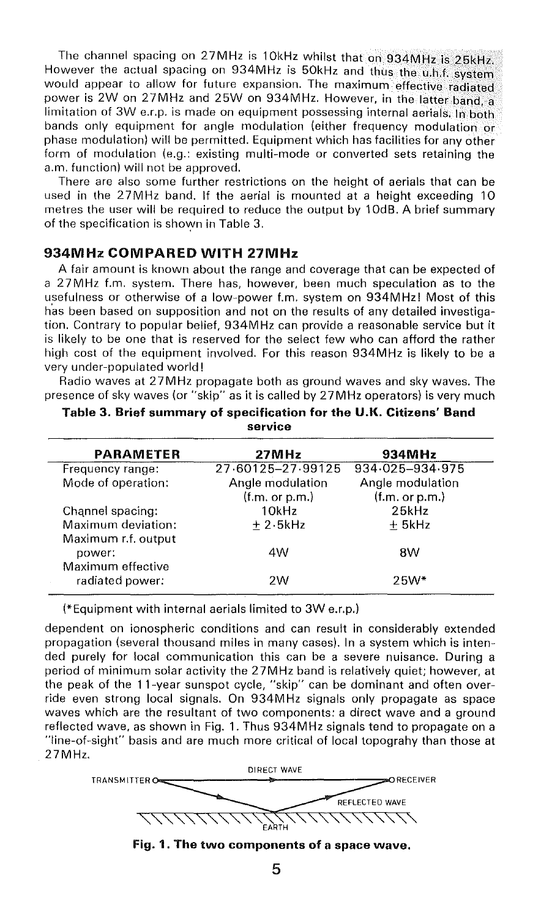The channel spacing on 27MHz is 10kHz whilst that on 934MHz is 25kHz. However the actual spacing on 934MHz is 50kHz and thus the u.h.f. system would appear to allow for future expansion. The maximum effective radiated power is 2W on 27MHz and 25W on 934MHz. However, in the latter band, a limitation of 3W e.r.p. is made on equipment possessing internal aerials. In both bands only equipment for angle modulation (either frequency modulation or phase modulation) will be permitted. Equipment which has facilities for any other form of modulation (e.g.: existing multi-mode or converted sets retaining the a.m. function) will not be approved.

There are also some further restrictions on the height of aerials that can be used in the 27MHz band. If the aerial is mounted at a height exceeding 10 metres the user will be required to reduce the output by 10dB. A brief summary of the specification is shown in Table 3.

## 934MHz COMPARED WITH 27MHz

A fair amount is known about the range and coverage that can be expected of a 27MHz f.m. system. There has, however, been much speculation as to the usefulness or otherwise of a low-power f.m. system on 934MHz! Most of this has been based on supposition and not on the results of any detailed investigation. Contrary to popular belief, 934MHz can provide a reasonable service but it is likely to be one that is reserved for the select few who can afford the rather high cost of the equipment involved. For this reason 934MHz is likely to be a very under-populated world!

Radio waves at 27MHz propagate both as ground waves and sky waves. The presence of sky waves (or "skip" as it is called by 27MHz operators) is very much dependent on ionospheric conditions and can result in considerably extended propagation (several thousand miles in many cases). In a system which is intended purely for local communication this can be a severe nuisance. During a period of minimum solar activity the 27MHz band is relatively quiet; however, at the peak of the 11-year sunspot cycle, "skip" can be dominant and often override even strong local signals. On 934MHz signals only propagate as space waves which are the resultant of two components: a direct wave and a ground reflected wave, as shown in Fig. 1. Thus 934MHz signals tend to propagate on a "line-of-sight" basis and are much more critical of local topograhy than those at 27MHz.

**Table 3. Brief summary of specification for the U.K. Citizens' Band service**

| PARAMETER | 27MHz | 934MHz |
|---|---|---|
| Frequency range: | 27·60125–27·99125 | 934·025–934·975 |
| Mode of operation: | Angle modulation (f.m. or p.m.) | Angle modulation (f.m. or p.m.) |
| Channel spacing: | 10kHz | 25kHz |
| Maximum deviation: | ± 2·5kHz | ± 5kHz |
| Maximum r.f. output power: | 4W | 8W |
| Maximum effective radiated power: | 2W | 25W* |

(*Equipment with internal aerials limited to 3W e.r.p.)

TRANSMITTER — DIRECT WAVE — RECEIVER
REFLECTED WAVE
EARTH

**Fig. 1. The two components of a space wave.**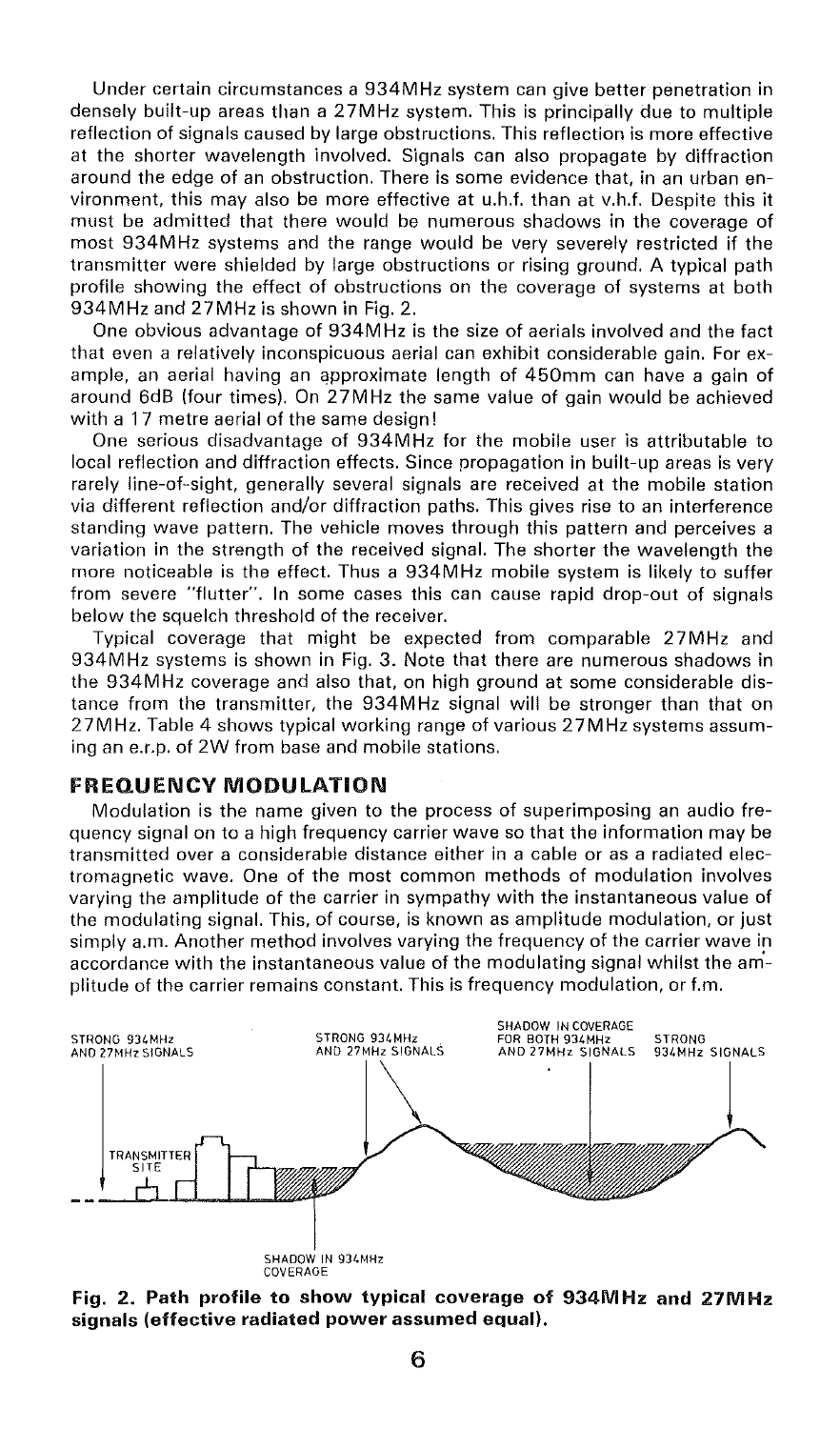Under certain circumstances a 934MHz system can give better penetration in densely built-up areas than a 27MHz system. This is principally due to multiple reflection of signals caused by large obstructions. This reflection is more effective at the shorter wavelength involved. Signals can also propagate by diffraction around the edge of an obstruction. There is some evidence that, in an urban environment, this may also be more effective at u.h.f. than at v.h.f. Despite this it must be admitted that there would be numerous shadows in the coverage of most 934MHz systems and the range would be very severely restricted if the transmitter were shielded by large obstructions or rising ground. A typical path profile showing the effect of obstructions on the coverage of systems at both 934MHz and 27MHz is shown in Fig. 2.

One obvious advantage of 934MHz is the size of aerials involved and the fact that even a relatively inconspicuous aerial can exhibit considerable gain. For example, an aerial having an approximate length of 450mm can have a gain of around 6dB (four times). On 27MHz the same value of gain would be achieved with a 17 metre aerial of the same design!

One serious disadvantage of 934MHz for the mobile user is attributable to local reflection and diffraction effects. Since propagation in built-up areas is very rarely line-of-sight, generally several signals are received at the mobile station via different reflection and/or diffraction paths. This gives rise to an interference standing wave pattern. The vehicle moves through this pattern and perceives a variation in the strength of the received signal. The shorter the wavelength the more noticeable is the effect. Thus a 934MHz mobile system is likely to suffer from severe "flutter". In some cases this can cause rapid drop-out of signals below the squelch threshold of the receiver.

Typical coverage that might be expected from comparable 27MHz and 934MHz systems is shown in Fig. 3. Note that there are numerous shadows in the 934MHz coverage and also that, on high ground at some considerable distance from the transmitter, the 934MHz signal will be stronger than that on 27MHz. Table 4 shows typical working range of various 27MHz systems assuming an e.r.p. of 2W from base and mobile stations.

## FREQUENCY MODULATION

Modulation is the name given to the process of superimposing an audio frequency signal on to a high frequency carrier wave so that the information may be transmitted over a considerable distance either in a cable or as a radiated electromagnetic wave. One of the most common methods of modulation involves varying the amplitude of the carrier in sympathy with the instantaneous value of the modulating signal. This, of course, is known as amplitude modulation, or just simply a.m. Another method involves varying the frequency of the carrier wave in accordance with the instantaneous value of the modulating signal whilst the amplitude of the carrier remains constant. This is frequency modulation, or f.m.

STRONG 934MHz AND 27MHz SIGNALS — STRONG 934MHz AND 27MHz SIGNALS — SHADOW IN COVERAGE FOR BOTH 934MHz AND 27MHz SIGNALS — STRONG 934MHz SIGNALS — TRANSMITTER SITE — SHADOW IN 934MHz COVERAGE

**Fig. 2. Path profile to show typical coverage of 934MHz and 27MHz signals (effective radiated power assumed equal).**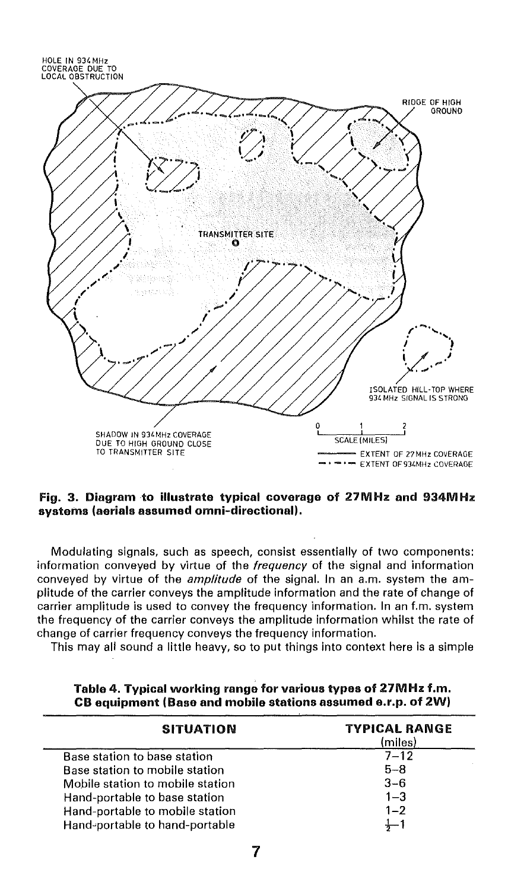**Fig. 3. Diagram to illustrate typical coverage of 27MHz and 934MHz systems (aerials assumed omni-directional).**

Modulating signals, such as speech, consist essentially of two components: information conveyed by virtue of the *frequency* of the signal and information conveyed by virtue of the *amplitude* of the signal. In an a.m. system the amplitude of the carrier conveys the amplitude information and the rate of change of carrier amplitude is used to convey the frequency information. In an f.m. system the frequency of the carrier conveys the amplitude information whilst the rate of change of carrier frequency conveys the frequency information.

This may all sound a little heavy, so to put things into context here is a simple

**Table 4. Typical working range for various types of 27MHz f.m. CB equipment (Base and mobile stations assumed e.r.p. of 2W)**

| SITUATION | TYPICAL RANGE (miles) |
|---|---|
| Base station to base station | 7–12 |
| Base station to mobile station | 5–8 |
| Mobile station to mobile station | 3–6 |
| Hand-portable to base station | 1–3 |
| Hand-portable to mobile station | 1–2 |
| Hand-portable to hand-portable | ½–1 |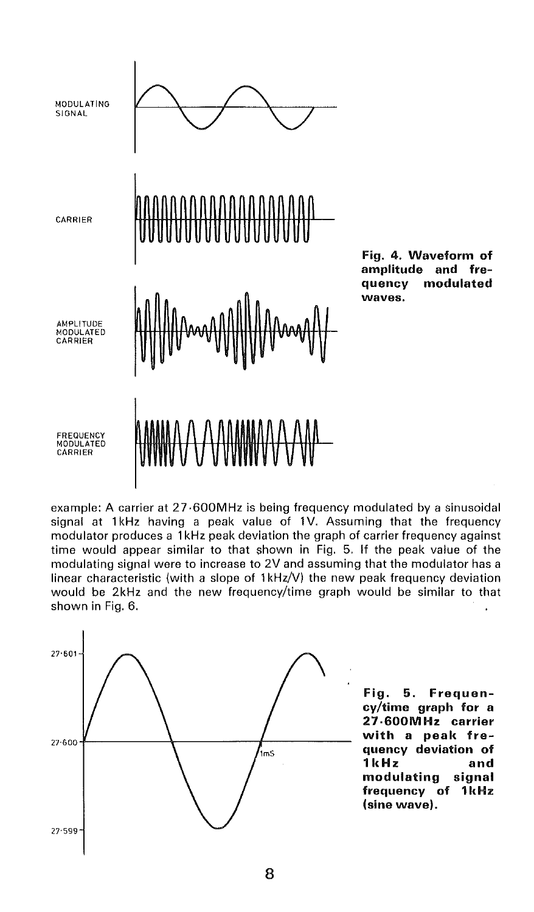MODULATING SIGNAL

CARRIER

AMPLITUDE MODULATED CARRIER

FREQUENCY MODULATED CARRIER

**Fig. 4. Waveform of amplitude and frequency modulated waves.**

example: A carrier at 27·600MHz is being frequency modulated by a sinusoidal signal at 1kHz having a peak value of 1V. Assuming that the frequency modulator produces a 1kHz peak deviation the graph of carrier frequency against time would appear similar to that shown in Fig. 5. If the peak value of the modulating signal were to increase to 2V and assuming that the modulator has a linear characteristic (with a slope of 1kHz/V) the new peak frequency deviation would be 2kHz and the new frequency/time graph would be similar to that shown in Fig. 6.

27·601

27·600

27·599

1mS

**Fig. 5. Frequency/time graph for a 27·600MHz carrier with a peak frequency deviation of 1kHz and modulating signal frequency of 1kHz (sine wave).**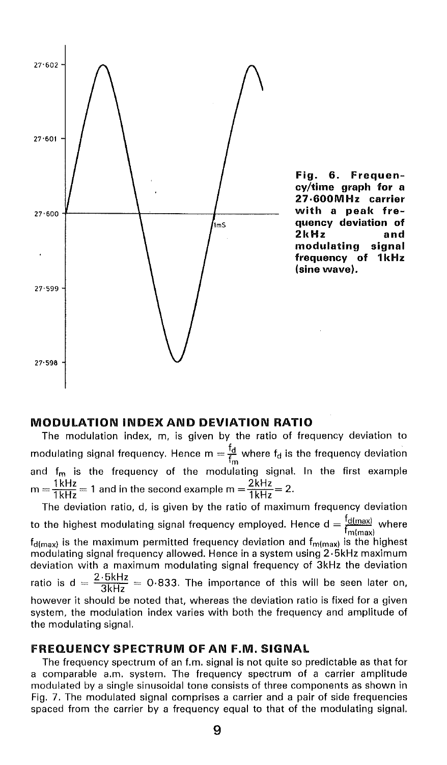Fig. 6. Frequency/time graph for a 27·600MHz carrier with a peak frequency deviation of 2kHz and modulating signal frequency of 1kHz (sine wave).

## MODULATION INDEX AND DEVIATION RATIO

The modulation index, m, is given by the ratio of frequency deviation to modulating signal frequency. Hence $m = \frac{f_d}{f_m}$ where $f_d$ is the frequency deviation and $f_m$ is the frequency of the modulating signal. In the first example $m = \frac{1\text{kHz}}{1\text{kHz}} = 1$ and in the second example $m = \frac{2\text{kHz}}{1\text{kHz}} = 2$.

The deviation ratio, d, is given by the ratio of maximum frequency deviation to the highest modulating signal frequency employed. Hence $d = \frac{f_{d(max)}}{f_{m(max)}}$ where $f_{d(max)}$ is the maximum permitted frequency deviation and $f_{m(max)}$ is the highest modulating signal frequency allowed. Hence in a system using 2·5kHz maximum deviation with a maximum modulating signal frequency of 3kHz the deviation ratio is $d = \frac{2{\cdot}5\text{kHz}}{3\text{kHz}} = 0{\cdot}833$. The importance of this will be seen later on, however it should be noted that, whereas the deviation ratio is fixed for a given system, the modulation index varies with both the frequency and amplitude of the modulating signal.

## FREQUENCY SPECTRUM OF AN F.M. SIGNAL

The frequency spectrum of an f.m. signal is not quite so predictable as that for a comparable a.m. system. The frequency spectrum of a carrier amplitude modulated by a single sinusoidal tone consists of three components as shown in Fig. 7. The modulated signal comprises a carrier and a pair of side frequencies spaced from the carrier by a frequency equal to that of the modulating signal.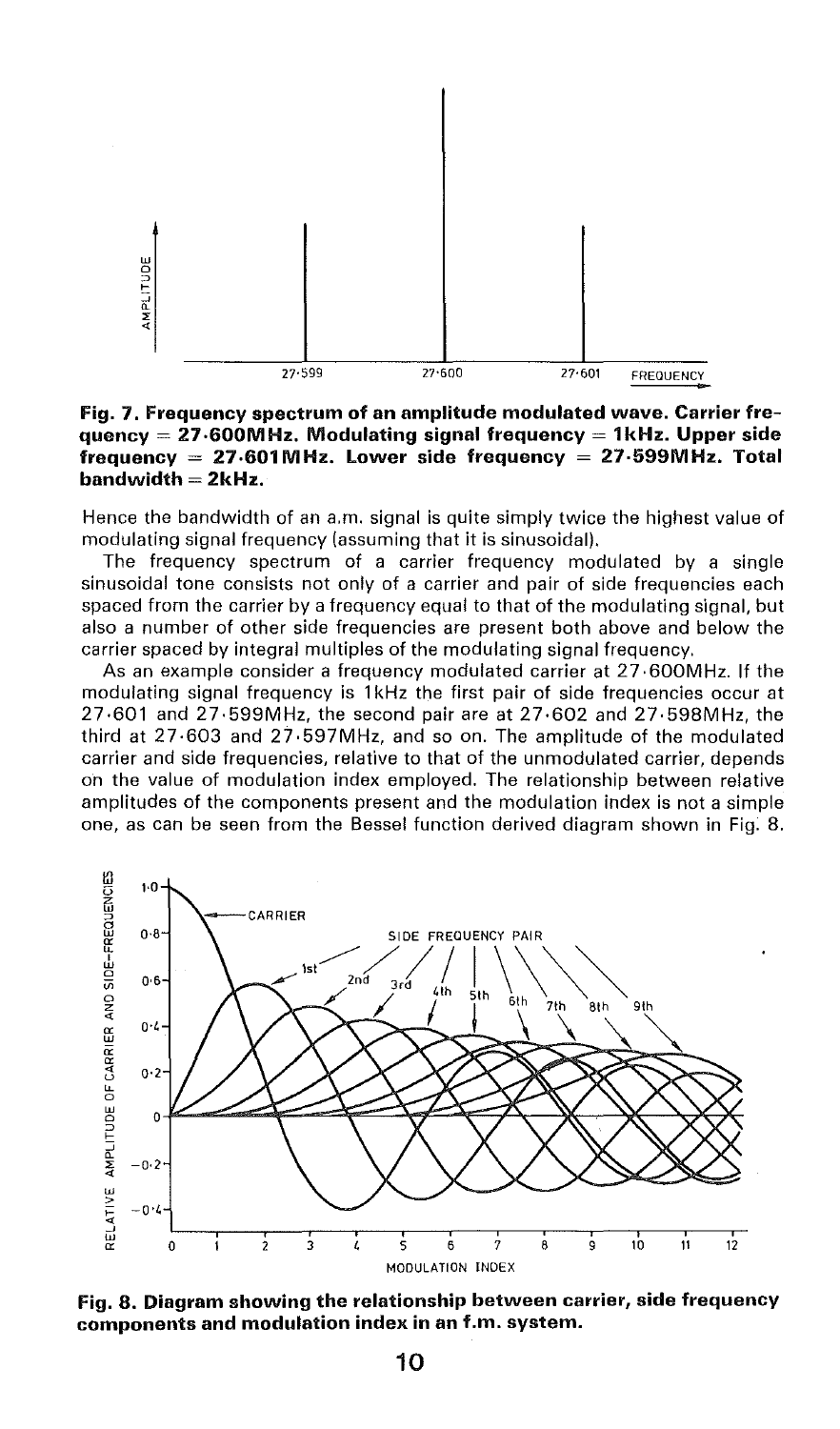**Fig. 7. Frequency spectrum of an amplitude modulated wave. Carrier frequency = 27·600MHz. Modulating signal frequency = 1kHz. Upper side frequency = 27·601MHz. Lower side frequency = 27·599MHz. Total bandwidth = 2kHz.**

Hence the bandwidth of an a.m. signal is quite simply twice the highest value of modulating signal frequency (assuming that it is sinusoidal).

The frequency spectrum of a carrier frequency modulated by a single sinusoidal tone consists not only of a carrier and pair of side frequencies each spaced from the carrier by a frequency equal to that of the modulating signal, but also a number of other side frequencies are present both above and below the carrier spaced by integral multiples of the modulating signal frequency.

As an example consider a frequency modulated carrier at 27·600MHz. If the modulating signal frequency is 1kHz the first pair of side frequencies occur at 27·601 and 27·599MHz, the second pair are at 27·602 and 27·598MHz, the third at 27·603 and 27·597MHz, and so on. The amplitude of the modulated carrier and side frequencies, relative to that of the unmodulated carrier, depends on the value of modulation index employed. The relationship between relative amplitudes of the components present and the modulation index is not a simple one, as can be seen from the Bessel function derived diagram shown in Fig. 8.

**Fig. 8. Diagram showing the relationship between carrier, side frequency components and modulation index in an f.m. system.**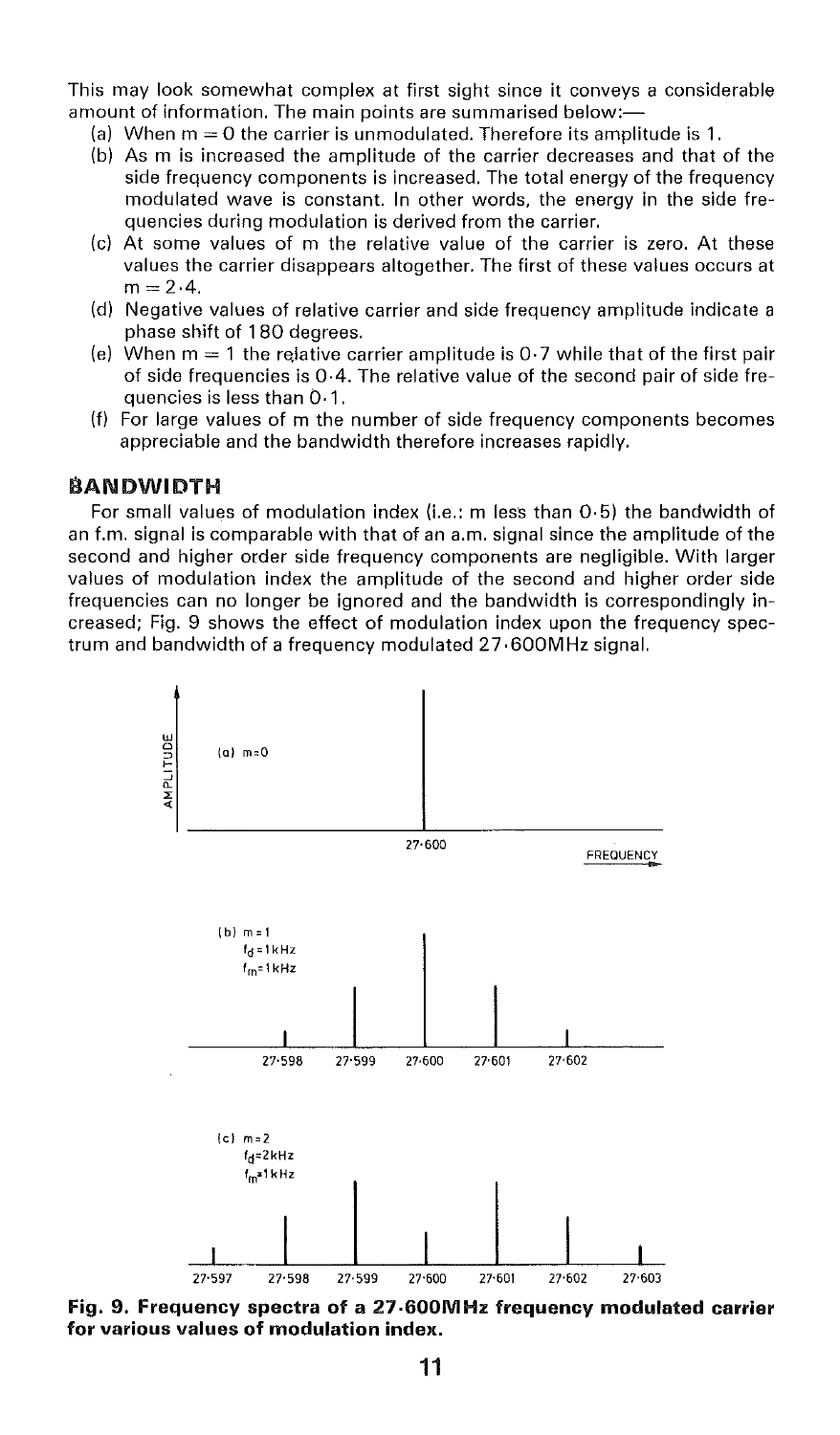This may look somewhat complex at first sight since it conveys a considerable amount of information. The main points are summarised below:—

(a) When m = 0 the carrier is unmodulated. Therefore its amplitude is 1.
(b) As m is increased the amplitude of the carrier decreases and that of the side frequency components is increased. The total energy of the frequency modulated wave is constant. In other words, the energy in the side frequencies during modulation is derived from the carrier.
(c) At some values of m the relative value of the carrier is zero. At these values the carrier disappears altogether. The first of these values occurs at m = 2·4.
(d) Negative values of relative carrier and side frequency amplitude indicate a phase shift of 180 degrees.
(e) When m = 1 the relative carrier amplitude is 0·7 while that of the first pair of side frequencies is 0·4. The relative value of the second pair of side frequencies is less than 0·1.
(f) For large values of m the number of side frequency components becomes appreciable and the bandwidth therefore increases rapidly.

## BANDWIDTH

For small values of modulation index (i.e.: m less than 0·5) the bandwidth of an f.m. signal is comparable with that of an a.m. signal since the amplitude of the second and higher order side frequency components are negligible. With larger values of modulation index the amplitude of the second and higher order side frequencies can no longer be ignored and the bandwidth is correspondingly increased; Fig. 9 shows the effect of modulation index upon the frequency spectrum and bandwidth of a frequency modulated 27·600MHz signal.

**Fig. 9. Frequency spectra of a 27·600MHz frequency modulated carrier for various values of modulation index.**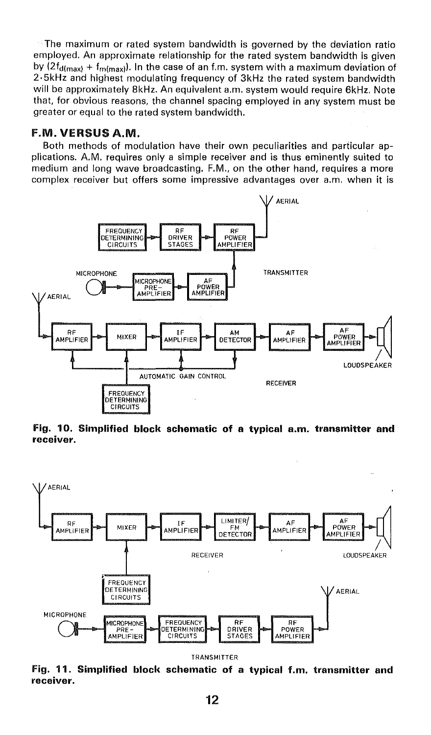The maximum or rated system bandwidth is governed by the deviation ratio employed. An approximate relationship for the rated system bandwidth is given by $(2f_{d(max)} + f_{m(max)})$. In the case of an f.m. system with a maximum deviation of 2·5kHz and highest modulating frequency of 3kHz the rated system bandwidth will be approximately 8kHz. An equivalent a.m. system would require 6kHz. Note that, for obvious reasons, the channel spacing employed in any system must be greater or equal to the rated system bandwidth.

## F.M. VERSUS A.M.

Both methods of modulation have their own peculiarities and particular applications. A.M. requires only a simple receiver and is thus eminently suited to medium and long wave broadcasting. F.M., on the other hand, requires a more complex receiver but offers some impressive advantages over a.m. when it is

**Fig. 10. Simplified block schematic of a typical a.m. transmitter and receiver.**

**Fig. 11. Simplified block schematic of a typical f.m. transmitter and receiver.**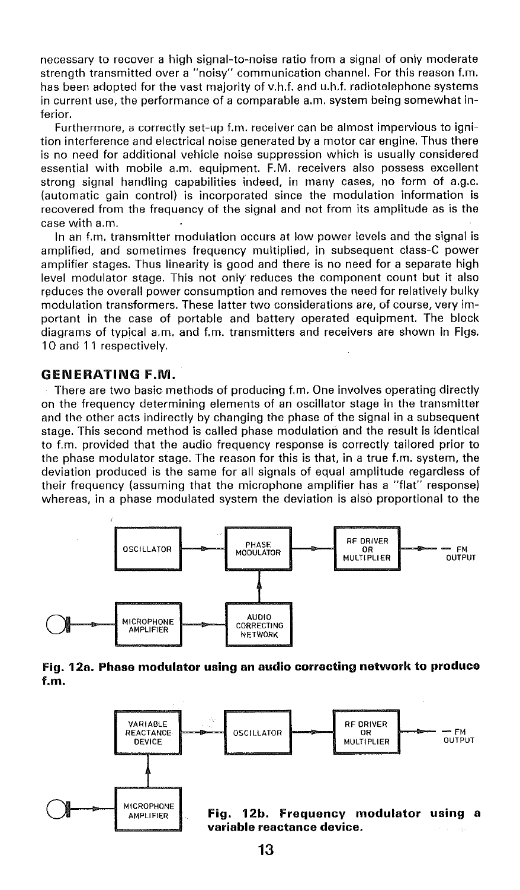necessary to recover a high signal-to-noise ratio from a signal of only moderate strength transmitted over a "noisy" communication channel. For this reason f.m. has been adopted for the vast majority of v.h.f. and u.h.f. radiotelephone systems in current use, the performance of a comparable a.m. system being somewhat inferior.

Furthermore, a correctly set-up f.m. receiver can be almost impervious to ignition interference and electrical noise generated by a motor car engine. Thus there is no need for additional vehicle noise suppression which is usually considered essential with mobile a.m. equipment. F.M. receivers also possess excellent strong signal handling capabilities indeed, in many cases, no form of a.g.c. (automatic gain control) is incorporated since the modulation information is recovered from the frequency of the signal and not from its amplitude as is the case with a.m.

In an f.m. transmitter modulation occurs at low power levels and the signal is amplified, and sometimes frequency multiplied, in subsequent class-C power amplifier stages. Thus linearity is good and there is no need for a separate high level modulator stage. This not only reduces the component count but it also reduces the overall power consumption and removes the need for relatively bulky modulation transformers. These latter two considerations are, of course, very important in the case of portable and battery operated equipment. The block diagrams of typical a.m. and f.m. transmitters and receivers are shown in Figs. 10 and 11 respectively.

## GENERATING F.M.

There are two basic methods of producing f.m. One involves operating directly on the frequency determining elements of an oscillator stage in the transmitter and the other acts indirectly by changing the phase of the signal in a subsequent stage. This second method is called phase modulation and the result is identical to f.m. provided that the audio frequency response is correctly tailored prior to the phase modulator stage. The reason for this is that, in a true f.m. system, the deviation produced is the same for all signals of equal amplitude regardless of their frequency (assuming that the microphone amplifier has a "flat" response) whereas, in a phase modulated system the deviation is also proportional to the

OSCILLATOR → PHASE MODULATOR → RF DRIVER OR MULTIPLIER → FM OUTPUT

MICROPHONE AMPLIFIER → AUDIO CORRECTING NETWORK → PHASE MODULATOR

**Fig. 12a. Phase modulator using an audio correcting network to produce f.m.**

VARIABLE REACTANCE DEVICE → OSCILLATOR → RF DRIVER OR MULTIPLIER → FM OUTPUT

MICROPHONE AMPLIFIER → VARIABLE REACTANCE DEVICE

**Fig. 12b. Frequency modulator using a variable reactance device.**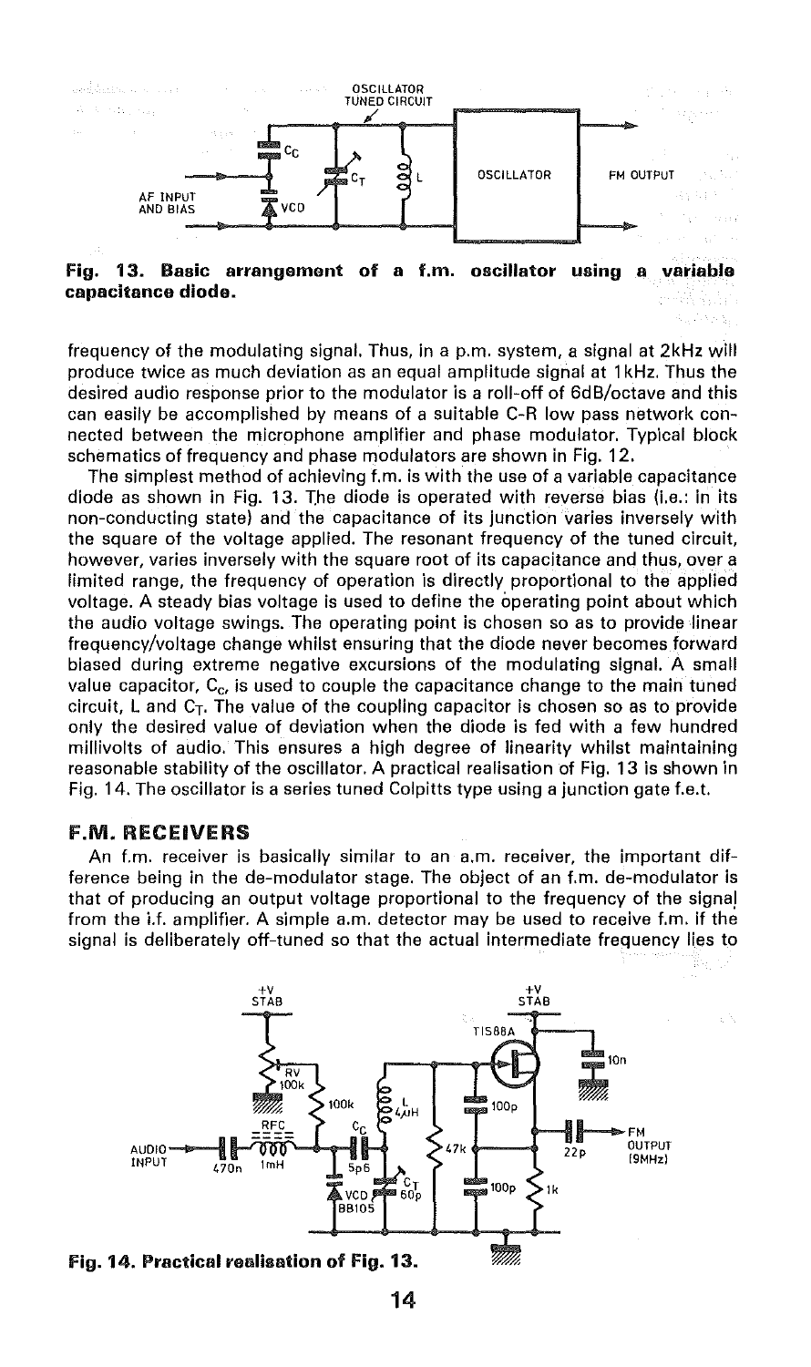**Fig. 13. Basic arrangement of a f.m. oscillator using a variable capacitance diode.**

frequency of the modulating signal. Thus, in a p.m. system, a signal at 2kHz will produce twice as much deviation as an equal amplitude signal at 1kHz. Thus the desired audio response prior to the modulator is a roll-off of 6dB/octave and this can easily be accomplished by means of a suitable C-R low pass network connected between the microphone amplifier and phase modulator. Typical block schematics of frequency and phase modulators are shown in Fig. 12.

The simplest method of achieving f.m. is with the use of a variable capacitance diode as shown in Fig. 13. The diode is operated with reverse bias (i.e.: in its non-conducting state) and the capacitance of its junction varies inversely with the square of the voltage applied. The resonant frequency of the tuned circuit, however, varies inversely with the square root of its capacitance and thus, over a limited range, the frequency of operation is directly proportional to the applied voltage. A steady bias voltage is used to define the operating point about which the audio voltage swings. The operating point is chosen so as to provide linear frequency/voltage change whilst ensuring that the diode never becomes forward biased during extreme negative excursions of the modulating signal. A small value capacitor, $C_C$, is used to couple the capacitance change to the main tuned circuit, L and $C_T$. The value of the coupling capacitor is chosen so as to provide only the desired value of deviation when the diode is fed with a few hundred millivolts of audio. This ensures a high degree of linearity whilst maintaining reasonable stability of the oscillator. A practical realisation of Fig. 13 is shown in Fig. 14. The oscillator is a series tuned Colpitts type using a junction gate f.e.t.

## F.M. RECEIVERS

An f.m. receiver is basically similar to an a.m. receiver, the important difference being in the de-modulator stage. The object of an f.m. de-modulator is that of producing an output voltage proportional to the frequency of the signal from the i.f. amplifier. A simple a.m. detector may be used to receive f.m. if the signal is deliberately off-tuned so that the actual intermediate frequency lies to

**Fig. 14. Practical realisation of Fig. 13.**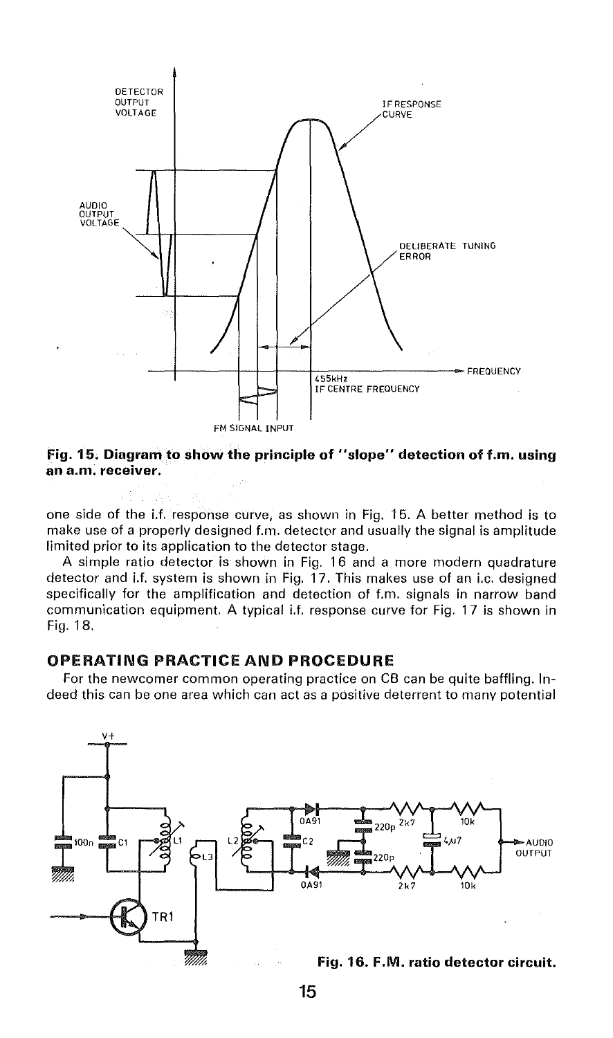**Fig. 15. Diagram to show the principle of "slope" detection of f.m. using an a.m. receiver.**

one side of the i.f. response curve, as shown in Fig. 15. A better method is to make use of a properly designed f.m. detector and usually the signal is amplitude limited prior to its application to the detector stage.

A simple ratio detector is shown in Fig. 16 and a more modern quadrature detector and i.f. system is shown in Fig. 17. This makes use of an i.c. designed specifically for the amplification and detection of f.m. signals in narrow band communication equipment. A typical i.f. response curve for Fig. 17 is shown in Fig. 18.

## OPERATING PRACTICE AND PROCEDURE

For the newcomer common operating practice on CB can be quite baffling. Indeed this can be one area which can act as a positive deterrent to many potential

**Fig. 16. F.M. ratio detector circuit.**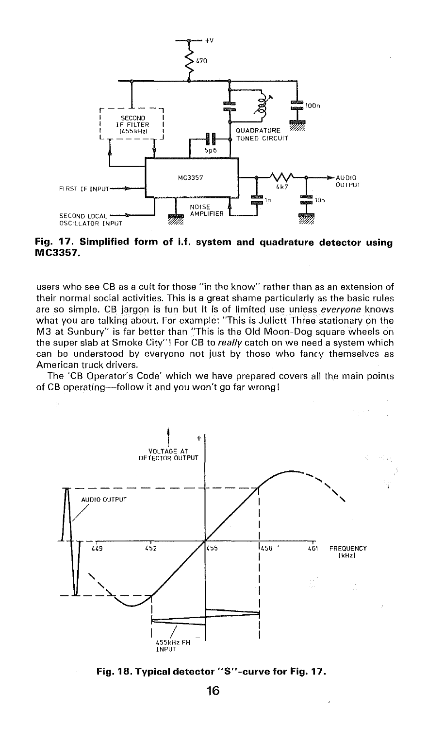**Fig. 17. Simplified form of i.f. system and quadrature detector using MC3357.**

users who see CB as a cult for those "in the know" rather than as an extension of their normal social activities. This is a great shame particularly as the basic rules are so simple. CB jargon is fun but it is of limited use unless *everyone* knows what you are talking about. For example: "This is Juliett-Three stationary on the M3 at Sunbury" is far better than "This is the Old Moon-Dog square wheels on the super slab at Smoke City"! For CB to *really* catch on we need a system which can be understood by everyone not just by those who fancy themselves as American truck drivers.

The 'CB Operator's Code' which we have prepared covers all the main points of CB operating—follow it and you won't go far wrong!

**Fig. 18. Typical detector "S"-curve for Fig. 17.**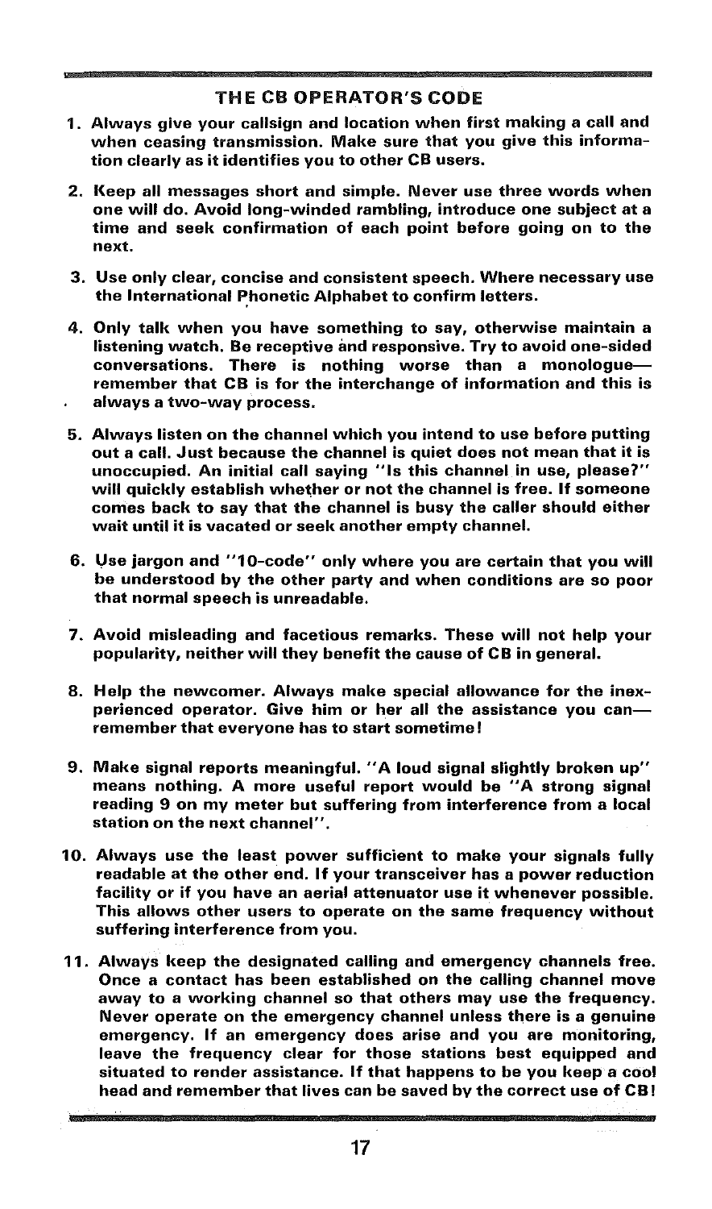## THE CB OPERATOR'S CODE

1. Always give your callsign and location when first making a call and when ceasing transmission. Make sure that you give this information clearly as it identifies you to other CB users.

2. Keep all messages short and simple. Never use three words when one will do. Avoid long-winded rambling, introduce one subject at a time and seek confirmation of each point before going on to the next.

3. Use only clear, concise and consistent speech. Where necessary use the International Phonetic Alphabet to confirm letters.

4. Only talk when you have something to say, otherwise maintain a listening watch. Be receptive and responsive. Try to avoid one-sided conversations. There is nothing worse than a monologue—remember that CB is for the interchange of information and this is always a two-way process.

5. Always listen on the channel which you intend to use before putting out a call. Just because the channel is quiet does not mean that it is unoccupied. An initial call saying "Is this channel in use, please?" will quickly establish whether or not the channel is free. If someone comes back to say that the channel is busy the caller should either wait until it is vacated or seek another empty channel.

6. Use jargon and "10-code" only where you are certain that you will be understood by the other party and when conditions are so poor that normal speech is unreadable.

7. Avoid misleading and facetious remarks. These will not help your popularity, neither will they benefit the cause of CB in general.

8. Help the newcomer. Always make special allowance for the inexperienced operator. Give him or her all the assistance you can—remember that everyone has to start sometime!

9. Make signal reports meaningful. "A loud signal slightly broken up" means nothing. A more useful report would be "A strong signal reading 9 on my meter but suffering from interference from a local station on the next channel".

10. Always use the least power sufficient to make your signals fully readable at the other end. If your transceiver has a power reduction facility or if you have an aerial attenuator use it whenever possible. This allows other users to operate on the same frequency without suffering interference from you.

11. Always keep the designated calling and emergency channels free. Once a contact has been established on the calling channel move away to a working channel so that others may use the frequency. Never operate on the emergency channel unless there is a genuine emergency. If an emergency does arise and you are monitoring, leave the frequency clear for those stations best equipped and situated to render assistance. If that happens to be you keep a cool head and remember that lives can be saved by the correct use of CB!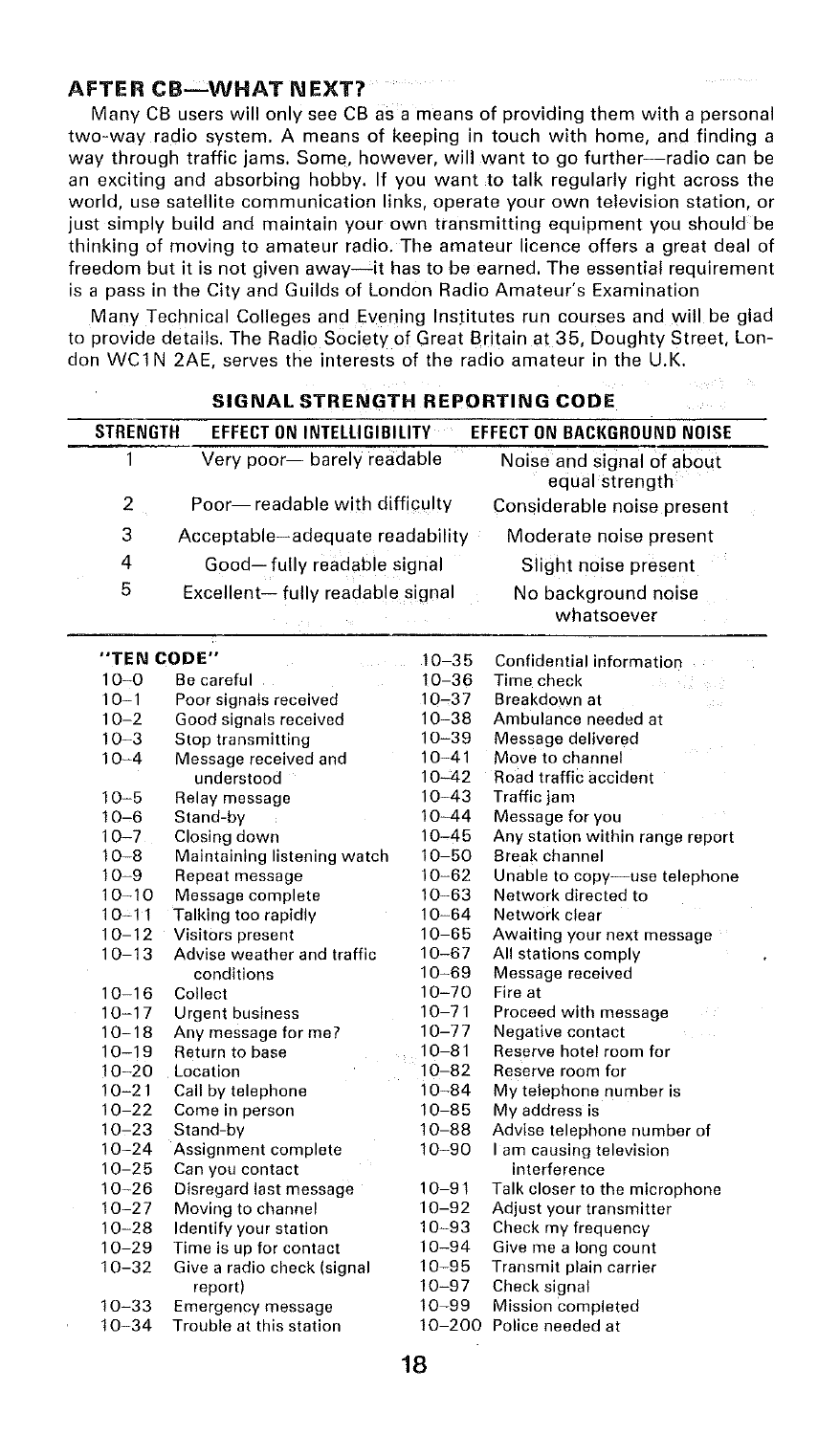## AFTER CB—WHAT NEXT?

Many CB users will only see CB as a means of providing them with a personal two-way radio system. A means of keeping in touch with home, and finding a way through traffic jams. Some, however, will want to go further—radio can be an exciting and absorbing hobby. If you want to talk regularly right across the world, use satellite communication links, operate your own television station, or just simply build and maintain your own transmitting equipment you should be thinking of moving to amateur radio. The amateur licence offers a great deal of freedom but it is not given away—it has to be earned. The essential requirement is a pass in the City and Guilds of London Radio Amateur's Examination

Many Technical Colleges and Evening Institutes run courses and will be glad to provide details. The Radio Society of Great Britain at 35, Doughty Street, London WC1N 2AE, serves the interests of the radio amateur in the U.K.

### SIGNAL STRENGTH REPORTING CODE

| STRENGTH | EFFECT ON INTELLIGIBILITY | EFFECT ON BACKGROUND NOISE |
|---|---|---|
| 1 | Very poor— barely readable | Noise and signal of about equal strength |
| 2 | Poor— readable with difficulty | Considerable noise present |
| 3 | Acceptable—adequate readability | Moderate noise present |
| 4 | Good— fully readable signal | Slight noise present |
| 5 | Excellent— fully readable signal | No background noise whatsoever |

### "TEN CODE"

| | |
|---|---|
| 10–0 | Be careful |
| 10–1 | Poor signals received |
| 10–2 | Good signals received |
| 10–3 | Stop transmitting |
| 10–4 | Message received and understood |
| 10–5 | Relay message |
| 10–6 | Stand-by |
| 10–7 | Closing down |
| 10–8 | Maintaining listening watch |
| 10–9 | Repeat message |
| 10–10 | Message complete |
| 10–11 | Talking too rapidly |
| 10–12 | Visitors present |
| 10–13 | Advise weather and traffic conditions |
| 10–16 | Collect |
| 10–17 | Urgent business |
| 10–18 | Any message for me? |
| 10–19 | Return to base |
| 10–20 | Location |
| 10–21 | Call by telephone |
| 10–22 | Come in person |
| 10–23 | Stand-by |
| 10–24 | Assignment complete |
| 10–25 | Can you contact |
| 10–26 | Disregard last message |
| 10–27 | Moving to channel |
| 10–28 | Identify your station |
| 10–29 | Time is up for contact |
| 10–32 | Give a radio check (signal report) |
| 10–33 | Emergency message |
| 10–34 | Trouble at this station |
| 10–35 | Confidential information |
| 10–36 | Time check |
| 10–37 | Breakdown at |
| 10–38 | Ambulance needed at |
| 10–39 | Message delivered |
| 10–41 | Move to channel |
| 10–42 | Road traffic accident |
| 10–43 | Traffic jam |
| 10–44 | Message for you |
| 10–45 | Any station within range report |
| 10–50 | Break channel |
| 10–62 | Unable to copy—use telephone |
| 10–63 | Network directed to |
| 10–64 | Network clear |
| 10–65 | Awaiting your next message |
| 10–67 | All stations comply |
| 10–69 | Message received |
| 10–70 | Fire at |
| 10–71 | Proceed with message |
| 10–77 | Negative contact |
| 10–81 | Reserve hotel room for |
| 10–82 | Reserve room for |
| 10–84 | My telephone number is |
| 10–85 | My address is |
| 10–88 | Advise telephone number of |
| 10–90 | I am causing television interference |
| 10–91 | Talk closer to the microphone |
| 10–92 | Adjust your transmitter |
| 10–93 | Check my frequency |
| 10–94 | Give me a long count |
| 10–95 | Transmit plain carrier |
| 10–97 | Check signal |
| 10–99 | Mission completed |
| 10–200 | Police needed at |